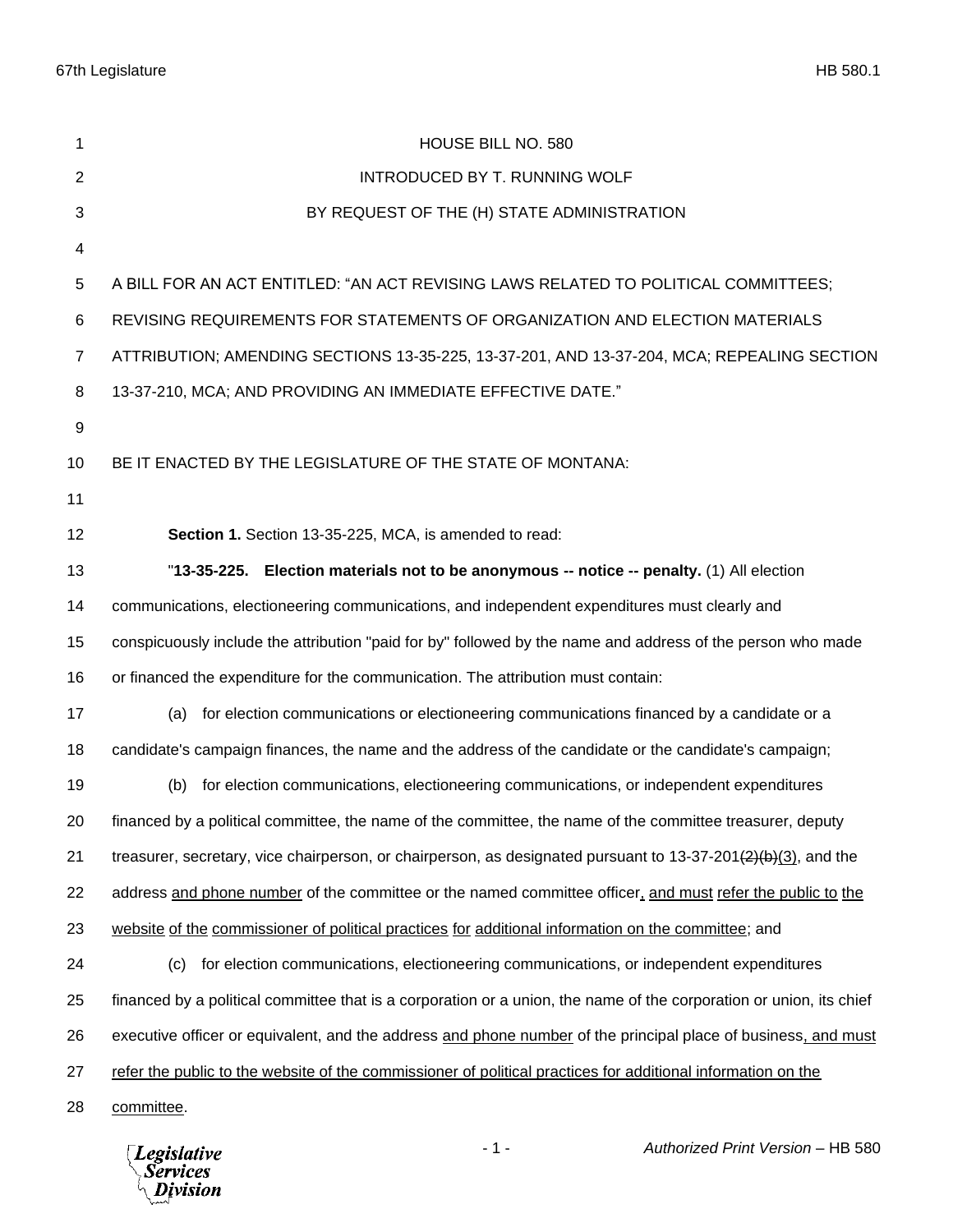HOUSE BILL NO. 580

INTRODUCED BY T. RUNNING WOLF

BY REQUEST OF THE (H) STATE ADMINISTRATION

A BILL FOR AN ACT ENTITLED: "AN ACT REVISING LAWS RELATED TO POLITICAL COMMITTEES; REVISING REQUIREMENTS FOR STATEMENTS OF ORGANIZATION AND ELECTION MATERIALS ATTRIBUTION; AMENDING SECTIONS 13-35-225, 13-37-201, AND 13-37-204, MCA; REPEALING SECTION 13-37-210, MCA; AND PROVIDING AN IMMEDIATE EFFECTIVE DATE."

BE IT ENACTED BY THE LEGISLATURE OF THE STATE OF MONTANA:

**Section 1.** Section 13-35-225, MCA, is amended to read:

"**13-35-225. Election materials not to be anonymous -- notice -- penalty.** (1) All election communications, electioneering communications, and independent expenditures must clearly and conspicuously include the attribution "paid for by" followed by the name and address of the person who made or financed the expenditure for the communication. The attribution must contain:

(a) for election communications or electioneering communications financed by a candidate or a candidate's campaign finances, the name and the address of the candidate or the candidate's campaign;

(b) for election communications, electioneering communications, or independent expenditures financed by a political committee, the name of the committee, the name of the committee treasurer, deputy treasurer, secretary, vice chairperson, or chairperson, as designated pursuant to 13-37-201~~(2)(b)~~<u>(3)</u>, and the address <u>and phone number</u> of the committee or the named committee officer<u>, and must refer the public to the website of the commissioner of political practices for additional information on the committee</u>; and

(c) for election communications, electioneering communications, or independent expenditures financed by a political committee that is a corporation or a union, the name of the corporation or union, its chief executive officer or equivalent, and the address <u>and phone number</u> of the principal place of business<u>, and must refer the public to the website of the commissioner of political practices for additional information on the committee</u>.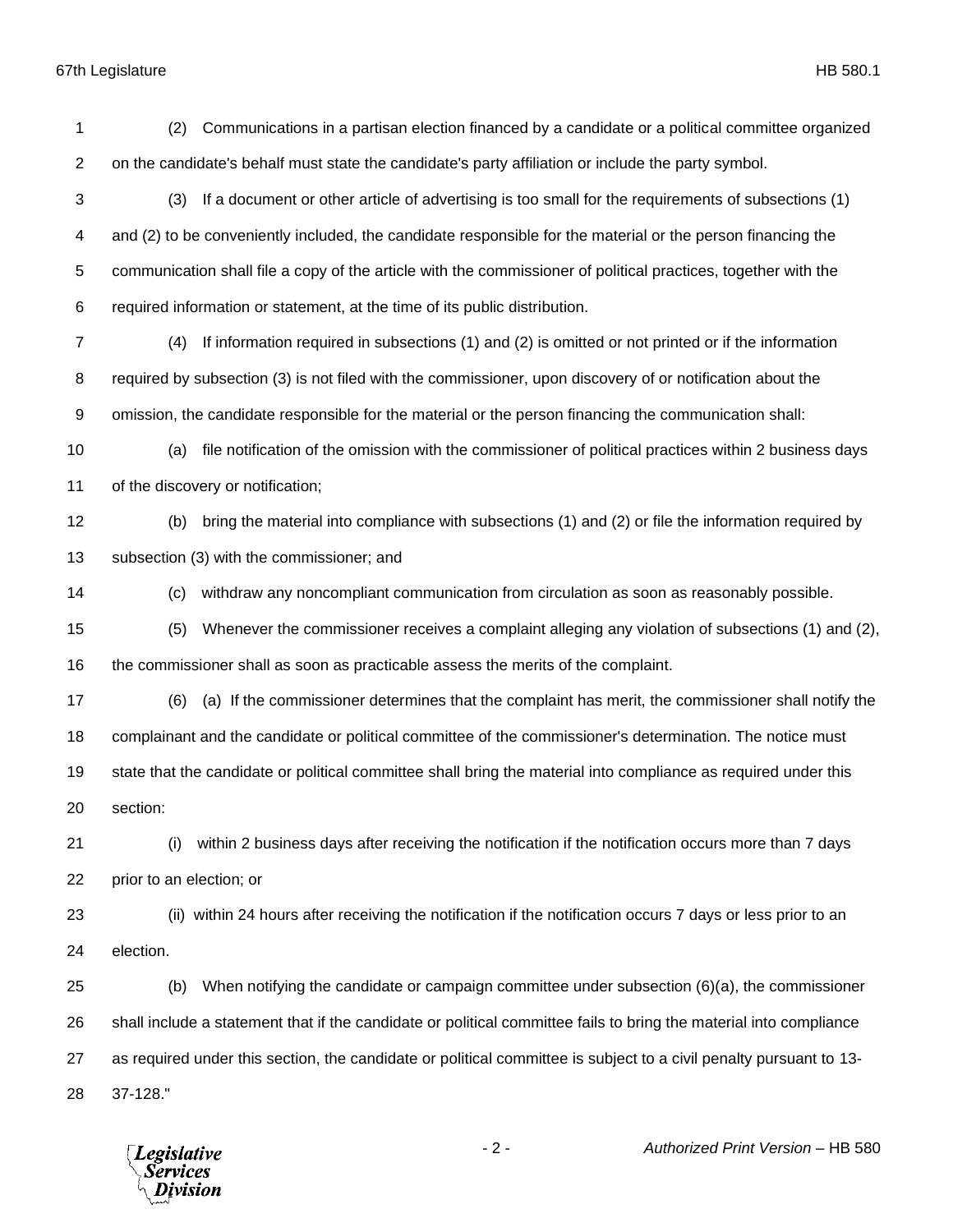(2) Communications in a partisan election financed by a candidate or a political committee organized on the candidate's behalf must state the candidate's party affiliation or include the party symbol.

(3) If a document or other article of advertising is too small for the requirements of subsections (1) and (2) to be conveniently included, the candidate responsible for the material or the person financing the communication shall file a copy of the article with the commissioner of political practices, together with the required information or statement, at the time of its public distribution.

(4) If information required in subsections (1) and (2) is omitted or not printed or if the information required by subsection (3) is not filed with the commissioner, upon discovery of or notification about the omission, the candidate responsible for the material or the person financing the communication shall:

(a) file notification of the omission with the commissioner of political practices within 2 business days of the discovery or notification;

(b) bring the material into compliance with subsections (1) and (2) or file the information required by subsection (3) with the commissioner; and

(c) withdraw any noncompliant communication from circulation as soon as reasonably possible.

(5) Whenever the commissioner receives a complaint alleging any violation of subsections (1) and (2), the commissioner shall as soon as practicable assess the merits of the complaint.

(6) (a) If the commissioner determines that the complaint has merit, the commissioner shall notify the complainant and the candidate or political committee of the commissioner's determination. The notice must state that the candidate or political committee shall bring the material into compliance as required under this section:

(i) within 2 business days after receiving the notification if the notification occurs more than 7 days prior to an election; or

(ii) within 24 hours after receiving the notification if the notification occurs 7 days or less prior to an election.

(b) When notifying the candidate or campaign committee under subsection (6)(a), the commissioner shall include a statement that if the candidate or political committee fails to bring the material into compliance as required under this section, the candidate or political committee is subject to a civil penalty pursuant to 13-37-128."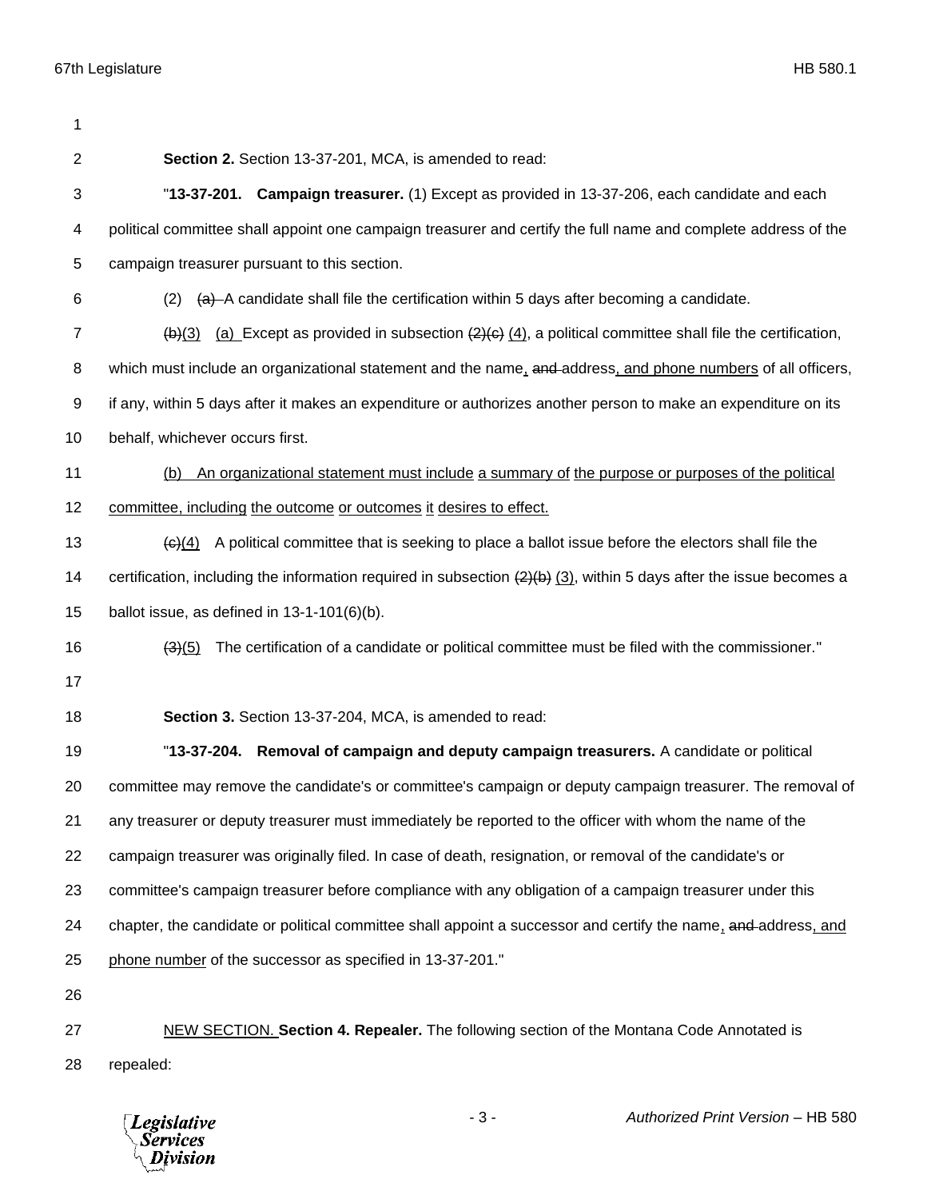**Section 2.** Section 13-37-201, MCA, is amended to read:

"**13-37-201. Campaign treasurer.** (1) Except as provided in 13-37-206, each candidate and each political committee shall appoint one campaign treasurer and certify the full name and complete address of the campaign treasurer pursuant to this section.

(2) ~~(a)~~ A candidate shall file the certification within 5 days after becoming a candidate.

~~(b)~~(3) (a) Except as provided in subsection ~~(2)(c)~~ (4), a political committee shall file the certification, which must include an organizational statement and the name, ~~and~~ address, and phone numbers of all officers, if any, within 5 days after it makes an expenditure or authorizes another person to make an expenditure on its behalf, whichever occurs first.

(b) An organizational statement must include a summary of the purpose or purposes of the political committee, including the outcome or outcomes it desires to effect.

~~(c)~~(4) A political committee that is seeking to place a ballot issue before the electors shall file the certification, including the information required in subsection ~~(2)(b)~~ (3), within 5 days after the issue becomes a ballot issue, as defined in 13-1-101(6)(b).

~~(3)~~(5) The certification of a candidate or political committee must be filed with the commissioner."

**Section 3.** Section 13-37-204, MCA, is amended to read:

"**13-37-204. Removal of campaign and deputy campaign treasurers.** A candidate or political committee may remove the candidate's or committee's campaign or deputy campaign treasurer. The removal of any treasurer or deputy treasurer must immediately be reported to the officer with whom the name of the campaign treasurer was originally filed. In case of death, resignation, or removal of the candidate's or committee's campaign treasurer before compliance with any obligation of a campaign treasurer under this chapter, the candidate or political committee shall appoint a successor and certify the name, ~~and~~ address, and phone number of the successor as specified in 13-37-201."

NEW SECTION. **Section 4. Repealer.** The following section of the Montana Code Annotated is repealed: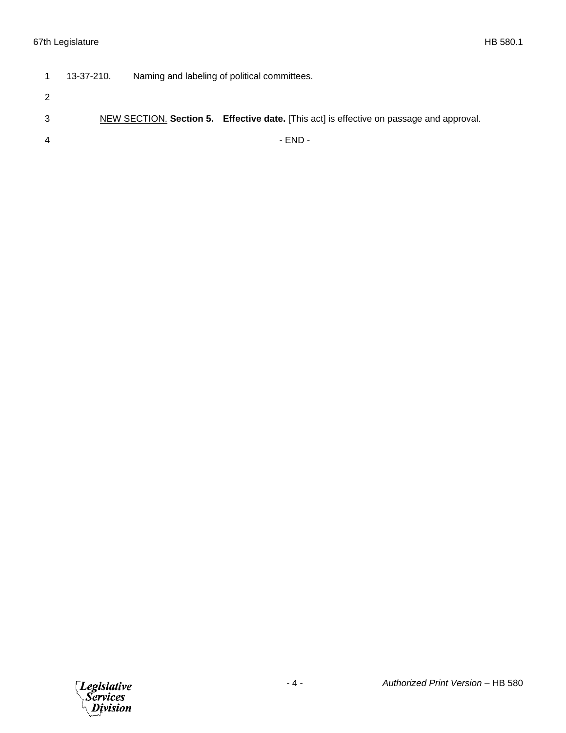13-37-210. Naming and labeling of political committees.

NEW SECTION. **Section 5. Effective date.** [This act] is effective on passage and approval.

- END -